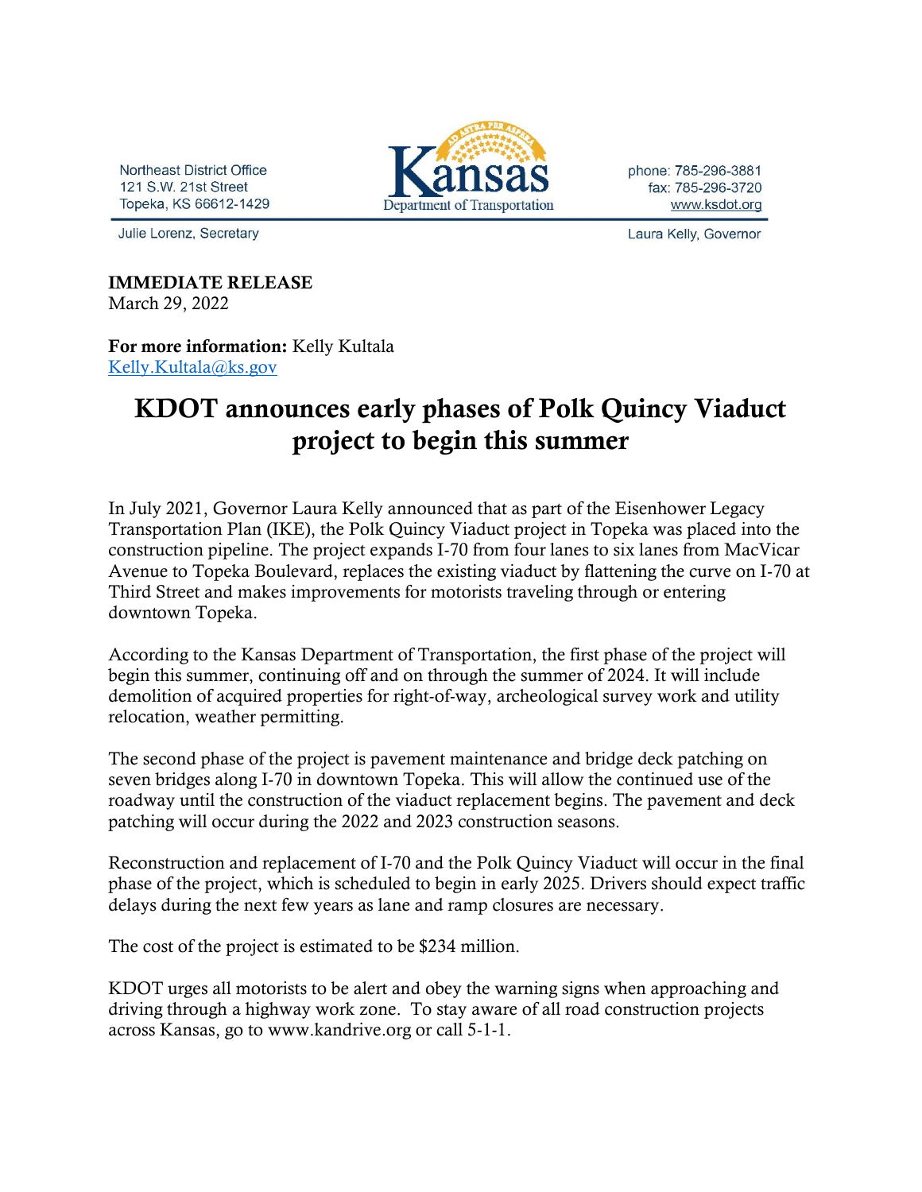Northeast District Office
121 S.W. 21st Street
Topeka, KS 66612-1429

Kansas Department of Transportation

phone: 785-296-3881
fax: 785-296-3720
www.ksdot.org

Julie Lorenz, Secretary

Laura Kelly, Governor

**IMMEDIATE RELEASE**
March 29, 2022

**For more information:** Kelly Kultala
Kelly.Kultala@ks.gov

# KDOT announces early phases of Polk Quincy Viaduct project to begin this summer

In July 2021, Governor Laura Kelly announced that as part of the Eisenhower Legacy Transportation Plan (IKE), the Polk Quincy Viaduct project in Topeka was placed into the construction pipeline. The project expands I-70 from four lanes to six lanes from MacVicar Avenue to Topeka Boulevard, replaces the existing viaduct by flattening the curve on I-70 at Third Street and makes improvements for motorists traveling through or entering downtown Topeka.

According to the Kansas Department of Transportation, the first phase of the project will begin this summer, continuing off and on through the summer of 2024. It will include demolition of acquired properties for right-of-way, archeological survey work and utility relocation, weather permitting.

The second phase of the project is pavement maintenance and bridge deck patching on seven bridges along I-70 in downtown Topeka. This will allow the continued use of the roadway until the construction of the viaduct replacement begins. The pavement and deck patching will occur during the 2022 and 2023 construction seasons.

Reconstruction and replacement of I-70 and the Polk Quincy Viaduct will occur in the final phase of the project, which is scheduled to begin in early 2025. Drivers should expect traffic delays during the next few years as lane and ramp closures are necessary.

The cost of the project is estimated to be $234 million.

KDOT urges all motorists to be alert and obey the warning signs when approaching and driving through a highway work zone. To stay aware of all road construction projects across Kansas, go to www.kandrive.org or call 5-1-1.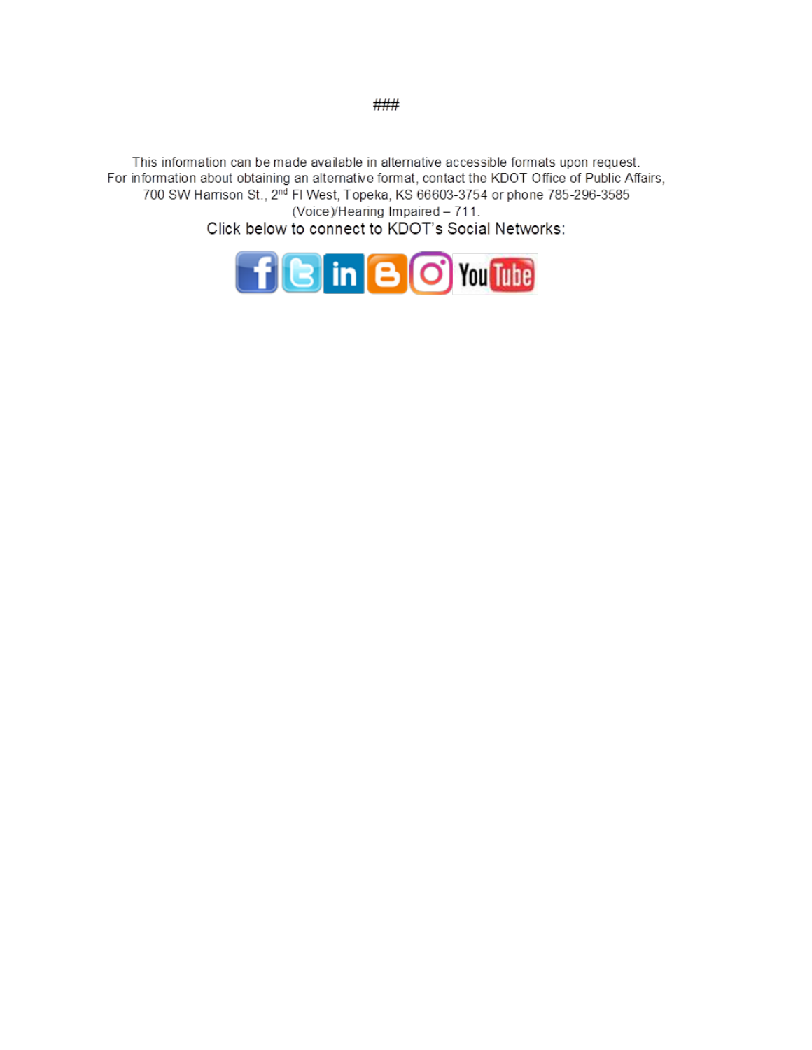###

This information can be made available in alternative accessible formats upon request. For information about obtaining an alternative format, contact the KDOT Office of Public Affairs, 700 SW Harrison St., 2nd Fl West, Topeka, KS 66603-3754 or phone 785-296-3585 (Voice)/Hearing Impaired – 711.

Click below to connect to KDOT's Social Networks: